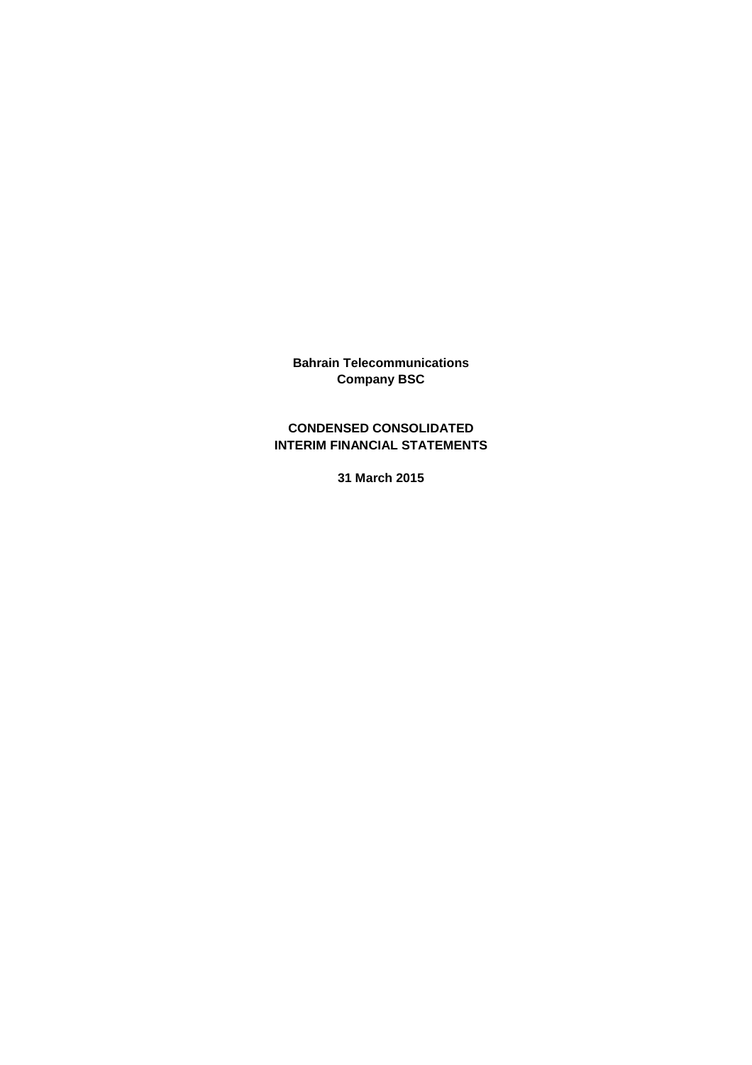**Bahrain Telecommunications Company BSC**

**CONDENSED CONSOLIDATED INTERIM FINANCIAL STATEMENTS**

**31 March 2015**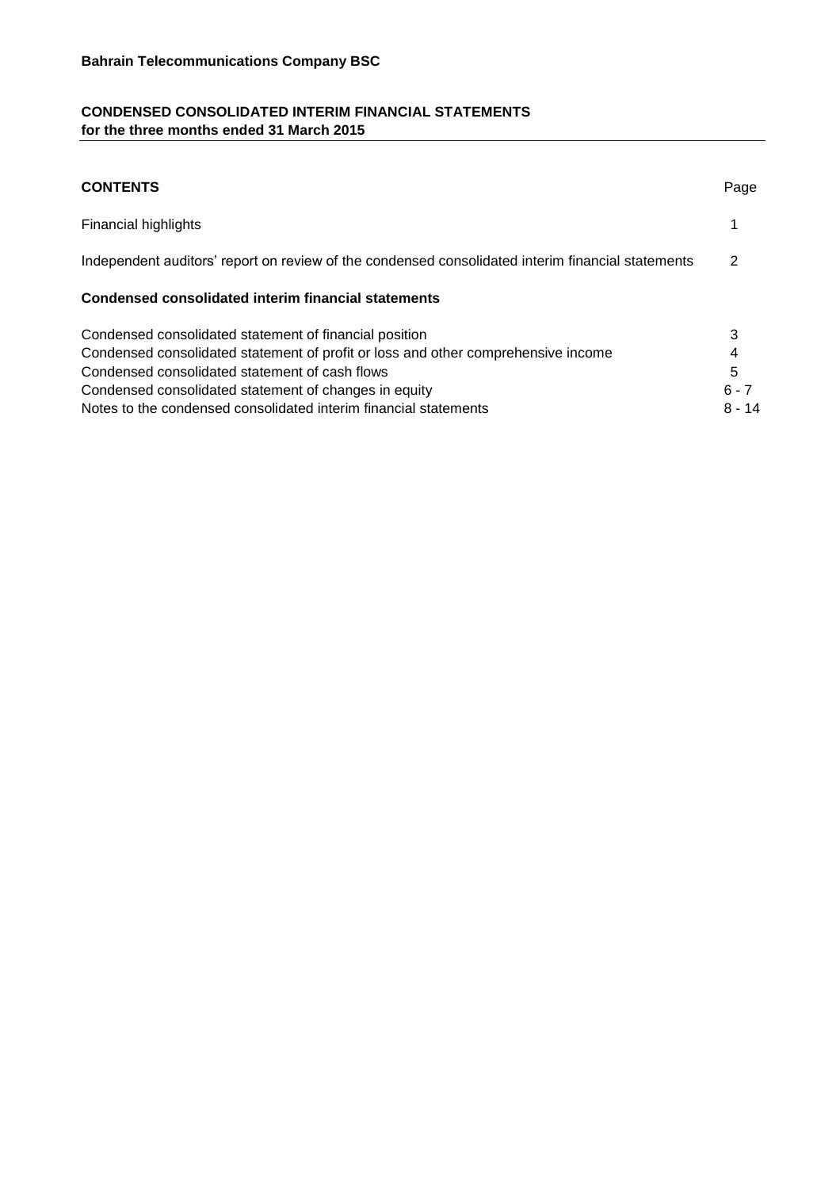**Bahrain Telecommunications Company BSC**

**CONDENSED CONSOLIDATED INTERIM FINANCIAL STATEMENTS**
**for the three months ended 31 March 2015**

| **CONTENTS** | Page |
|---|---|
| Financial highlights | 1 |
| Independent auditors' report on review of the condensed consolidated interim financial statements | 2 |
| **Condensed consolidated interim financial statements** | |
| Condensed consolidated statement of financial position | 3 |
| Condensed consolidated statement of profit or loss and other comprehensive income | 4 |
| Condensed consolidated statement of cash flows | 5 |
| Condensed consolidated statement of changes in equity | 6 - 7 |
| Notes to the condensed consolidated interim financial statements | 8 - 14 |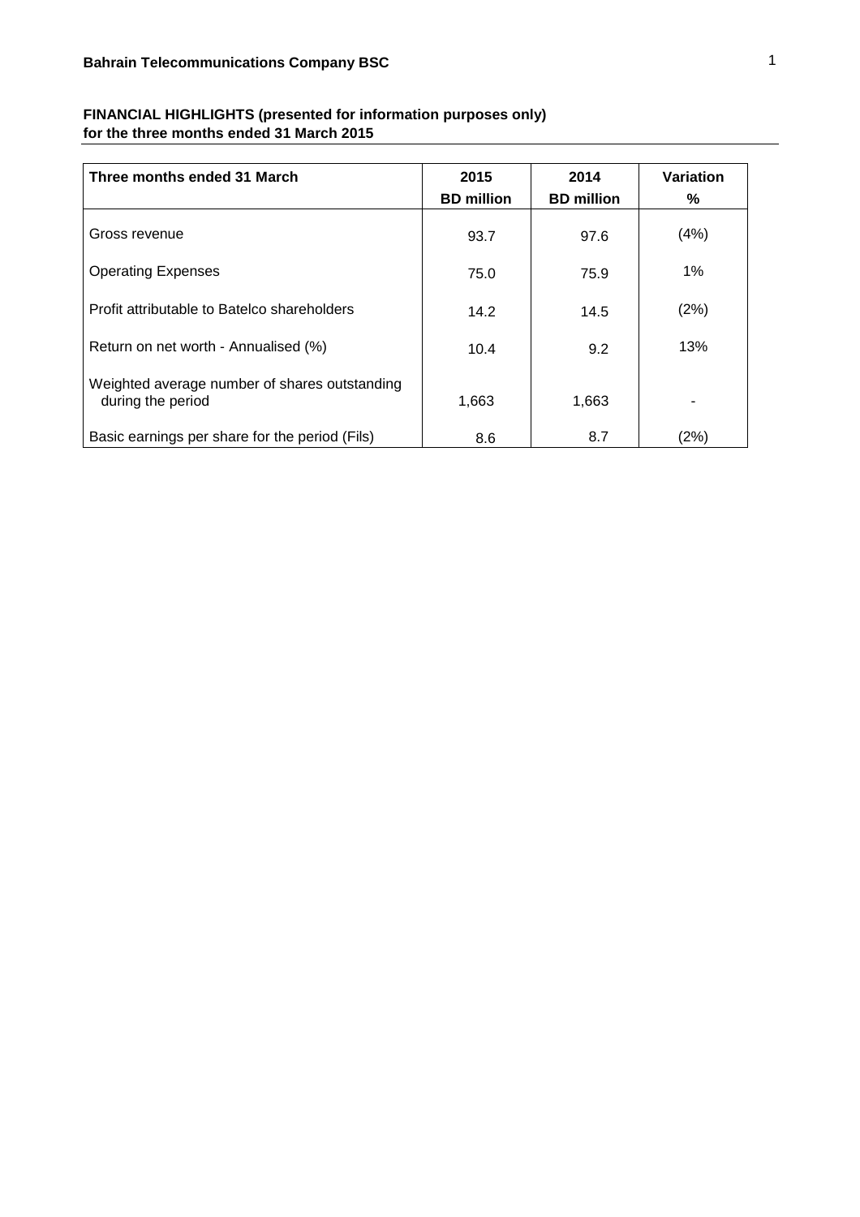**Bahrain Telecommunications Company BSC**

**FINANCIAL HIGHLIGHTS (presented for information purposes only)**
**for the three months ended 31 March 2015**

| Three months ended 31 March | 2015 BD million | 2014 BD million | Variation % |
|---|---|---|---|
| Gross revenue | 93.7 | 97.6 | (4%) |
| Operating Expenses | 75.0 | 75.9 | 1% |
| Profit attributable to Batelco shareholders | 14.2 | 14.5 | (2%) |
| Return on net worth - Annualised (%) | 10.4 | 9.2 | 13% |
| Weighted average number of shares outstanding during the period | 1,663 | 1,663 | - |
| Basic earnings per share for the period (Fils) | 8.6 | 8.7 | (2%) |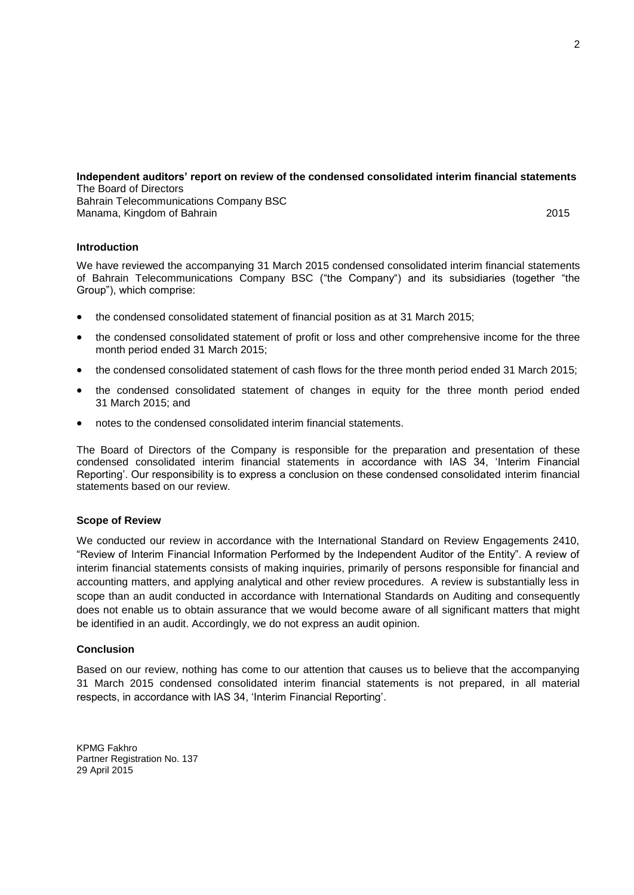**Independent auditors' report on review of the condensed consolidated interim financial statements**

The Board of Directors
Bahrain Telecommunications Company BSC
Manama, Kingdom of Bahrain 2015

### Introduction

We have reviewed the accompanying 31 March 2015 condensed consolidated interim financial statements of Bahrain Telecommunications Company BSC ("the Company") and its subsidiaries (together "the Group"), which comprise:

- the condensed consolidated statement of financial position as at 31 March 2015;
- the condensed consolidated statement of profit or loss and other comprehensive income for the three month period ended 31 March 2015;
- the condensed consolidated statement of cash flows for the three month period ended 31 March 2015;
- the condensed consolidated statement of changes in equity for the three month period ended 31 March 2015; and
- notes to the condensed consolidated interim financial statements.

The Board of Directors of the Company is responsible for the preparation and presentation of these condensed consolidated interim financial statements in accordance with IAS 34, 'Interim Financial Reporting'. Our responsibility is to express a conclusion on these condensed consolidated interim financial statements based on our review.

### Scope of Review

We conducted our review in accordance with the International Standard on Review Engagements 2410, "Review of Interim Financial Information Performed by the Independent Auditor of the Entity". A review of interim financial statements consists of making inquiries, primarily of persons responsible for financial and accounting matters, and applying analytical and other review procedures. A review is substantially less in scope than an audit conducted in accordance with International Standards on Auditing and consequently does not enable us to obtain assurance that we would become aware of all significant matters that might be identified in an audit. Accordingly, we do not express an audit opinion.

### Conclusion

Based on our review, nothing has come to our attention that causes us to believe that the accompanying 31 March 2015 condensed consolidated interim financial statements is not prepared, in all material respects, in accordance with IAS 34, 'Interim Financial Reporting'.

KPMG Fakhro
Partner Registration No. 137
29 April 2015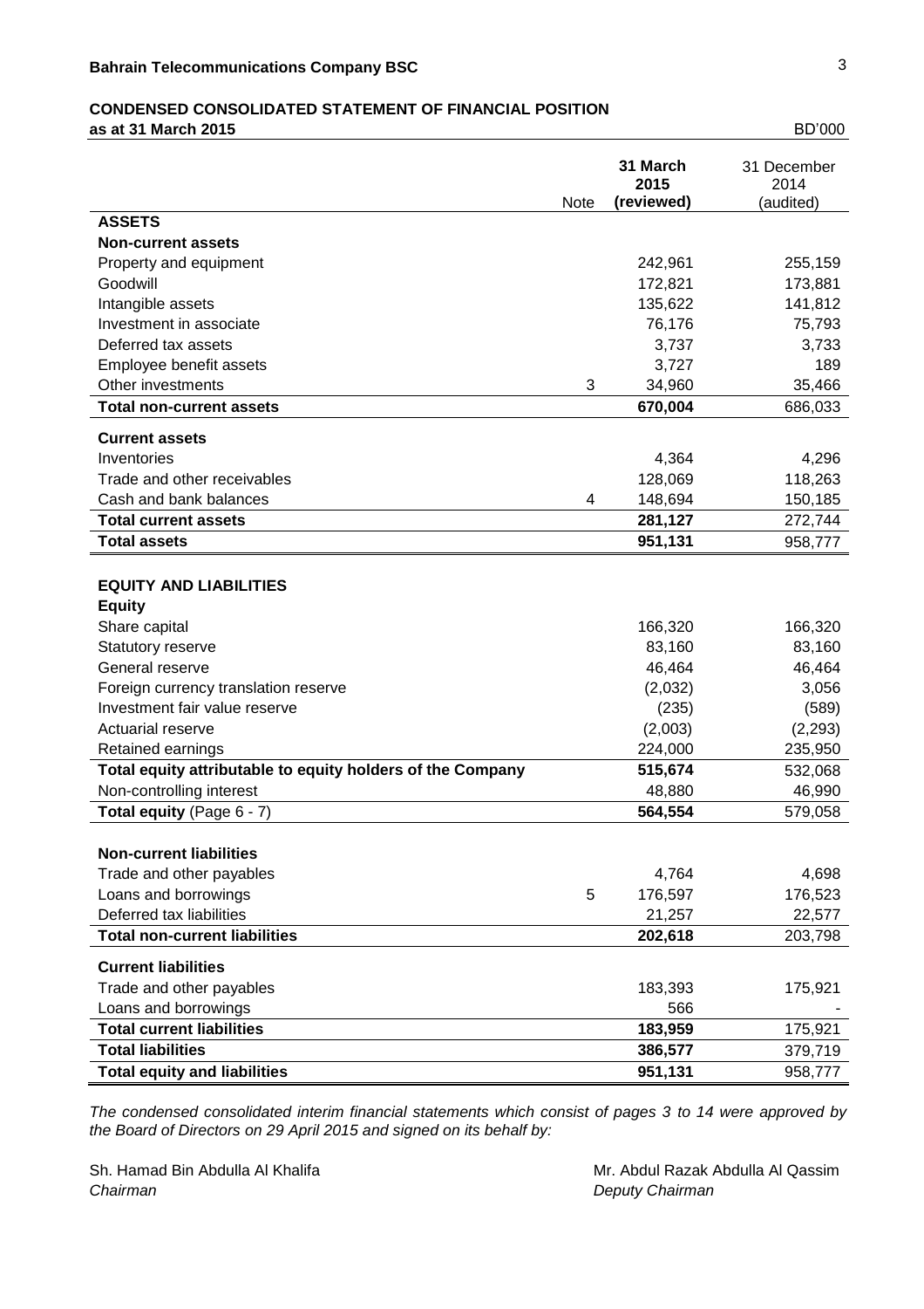**Bahrain Telecommunications Company BSC**

**CONDENSED CONSOLIDATED STATEMENT OF FINANCIAL POSITION**
**as at 31 March 2015**

BD'000

| | Note | **31 March 2015 (reviewed)** | 31 December 2014 (audited) |
|---|---|---|---|
| **ASSETS** | | | |
| **Non-current assets** | | | |
| Property and equipment | | 242,961 | 255,159 |
| Goodwill | | 172,821 | 173,881 |
| Intangible assets | | 135,622 | 141,812 |
| Investment in associate | | 76,176 | 75,793 |
| Deferred tax assets | | 3,737 | 3,733 |
| Employee benefit assets | | 3,727 | 189 |
| Other investments | 3 | 34,960 | 35,466 |
| **Total non-current assets** | | **670,004** | 686,033 |
| **Current assets** | | | |
| Inventories | | 4,364 | 4,296 |
| Trade and other receivables | | 128,069 | 118,263 |
| Cash and bank balances | 4 | 148,694 | 150,185 |
| **Total current assets** | | **281,127** | 272,744 |
| **Total assets** | | **951,131** | 958,777 |
| **EQUITY AND LIABILITIES** | | | |
| **Equity** | | | |
| Share capital | | 166,320 | 166,320 |
| Statutory reserve | | 83,160 | 83,160 |
| General reserve | | 46,464 | 46,464 |
| Foreign currency translation reserve | | (2,032) | 3,056 |
| Investment fair value reserve | | (235) | (589) |
| Actuarial reserve | | (2,003) | (2,293) |
| Retained earnings | | 224,000 | 235,950 |
| **Total equity attributable to equity holders of the Company** | | **515,674** | 532,068 |
| Non-controlling interest | | 48,880 | 46,990 |
| **Total equity** (Page 6 - 7) | | **564,554** | 579,058 |
| **Non-current liabilities** | | | |
| Trade and other payables | | 4,764 | 4,698 |
| Loans and borrowings | 5 | 176,597 | 176,523 |
| Deferred tax liabilities | | 21,257 | 22,577 |
| **Total non-current liabilities** | | **202,618** | 203,798 |
| **Current liabilities** | | | |
| Trade and other payables | | 183,393 | 175,921 |
| Loans and borrowings | | 566 | - |
| **Total current liabilities** | | **183,959** | 175,921 |
| **Total liabilities** | | **386,577** | 379,719 |
| **Total equity and liabilities** | | **951,131** | 958,777 |

*The condensed consolidated interim financial statements which consist of pages 3 to 14 were approved by the Board of Directors on 29 April 2015 and signed on its behalf by:*

Sh. Hamad Bin Abdulla Al Khalifa
*Chairman*

Mr. Abdul Razak Abdulla Al Qassim
*Deputy Chairman*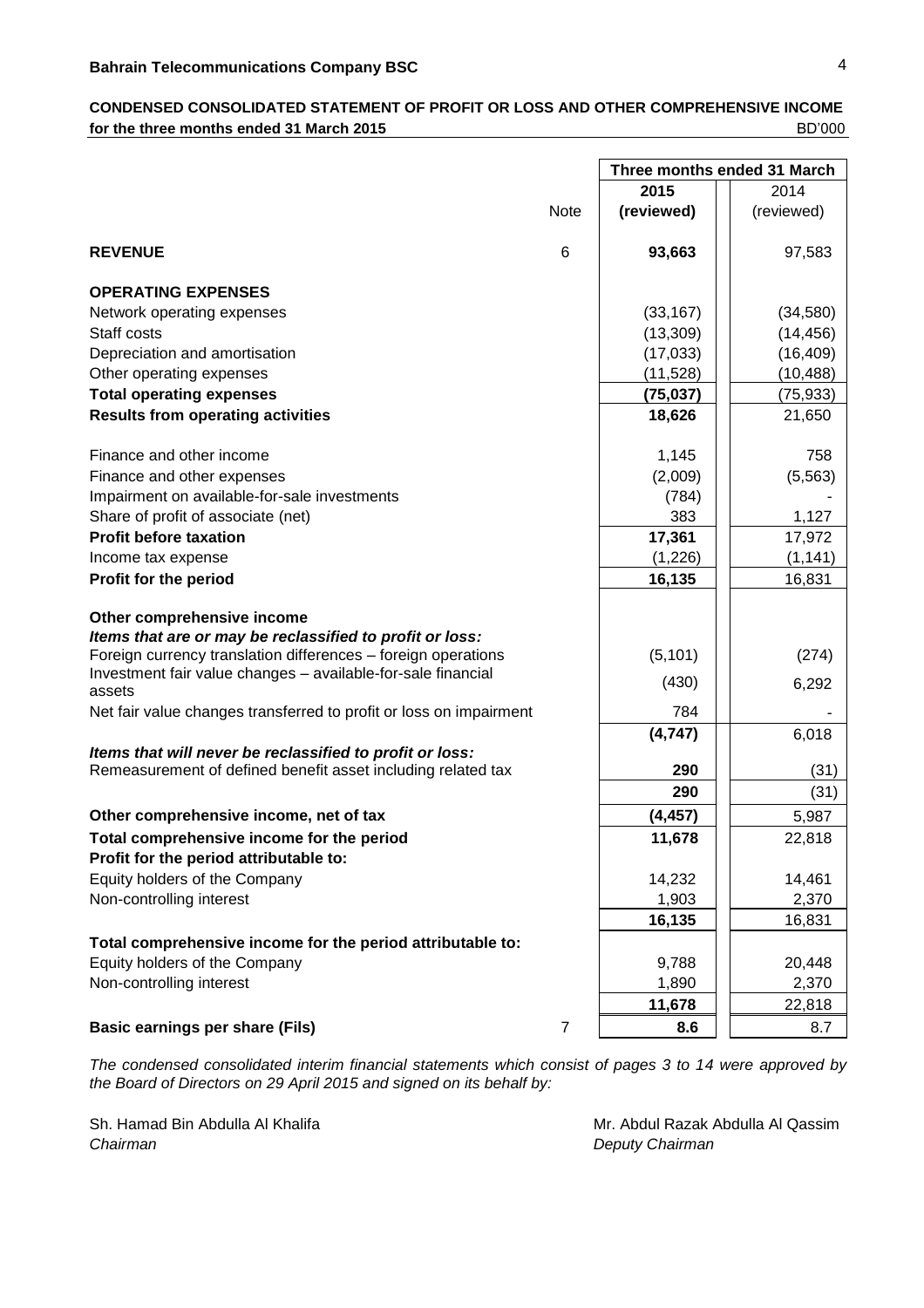**Bahrain Telecommunications Company BSC**

**CONDENSED CONSOLIDATED STATEMENT OF PROFIT OR LOSS AND OTHER COMPREHENSIVE INCOME**
**for the three months ended 31 March 2015** BD'000

| | Note | Three months ended 31 March | |
|---|---|---|---|
| | | **2015** | 2014 |
| | | **(reviewed)** | (reviewed) |
| **REVENUE** | 6 | **93,663** | 97,583 |
| **OPERATING EXPENSES** | | | |
| Network operating expenses | | (33,167) | (34,580) |
| Staff costs | | (13,309) | (14,456) |
| Depreciation and amortisation | | (17,033) | (16,409) |
| Other operating expenses | | (11,528) | (10,488) |
| **Total operating expenses** | | **(75,037)** | (75,933) |
| **Results from operating activities** | | **18,626** | 21,650 |
| Finance and other income | | 1,145 | 758 |
| Finance and other expenses | | (2,009) | (5,563) |
| Impairment on available-for-sale investments | | (784) | - |
| Share of profit of associate (net) | | 383 | 1,127 |
| **Profit before taxation** | | **17,361** | 17,972 |
| Income tax expense | | (1,226) | (1,141) |
| **Profit for the period** | | **16,135** | 16,831 |
| **Other comprehensive income** | | | |
| ***Items that are or may be reclassified to profit or loss:*** | | | |
| Foreign currency translation differences – foreign operations | | (5,101) | (274) |
| Investment fair value changes – available-for-sale financial assets | | (430) | 6,292 |
| Net fair value changes transferred to profit or loss on impairment | | 784 | - |
| | | **(4,747)** | 6,018 |
| ***Items that will never be reclassified to profit or loss:*** | | | |
| Remeasurement of defined benefit asset including related tax | | **290** | (31) |
| | | **290** | (31) |
| **Other comprehensive income, net of tax** | | **(4,457)** | 5,987 |
| **Total comprehensive income for the period** | | **11,678** | 22,818 |
| **Profit for the period attributable to:** | | | |
| Equity holders of the Company | | 14,232 | 14,461 |
| Non-controlling interest | | 1,903 | 2,370 |
| | | **16,135** | 16,831 |
| **Total comprehensive income for the period attributable to:** | | | |
| Equity holders of the Company | | 9,788 | 20,448 |
| Non-controlling interest | | 1,890 | 2,370 |
| | | **11,678** | 22,818 |
| **Basic earnings per share (Fils)** | 7 | **8.6** | 8.7 |

*The condensed consolidated interim financial statements which consist of pages 3 to 14 were approved by the Board of Directors on 29 April 2015 and signed on its behalf by:*

Sh. Hamad Bin Abdulla Al Khalifa
*Chairman*

Mr. Abdul Razak Abdulla Al Qassim
*Deputy Chairman*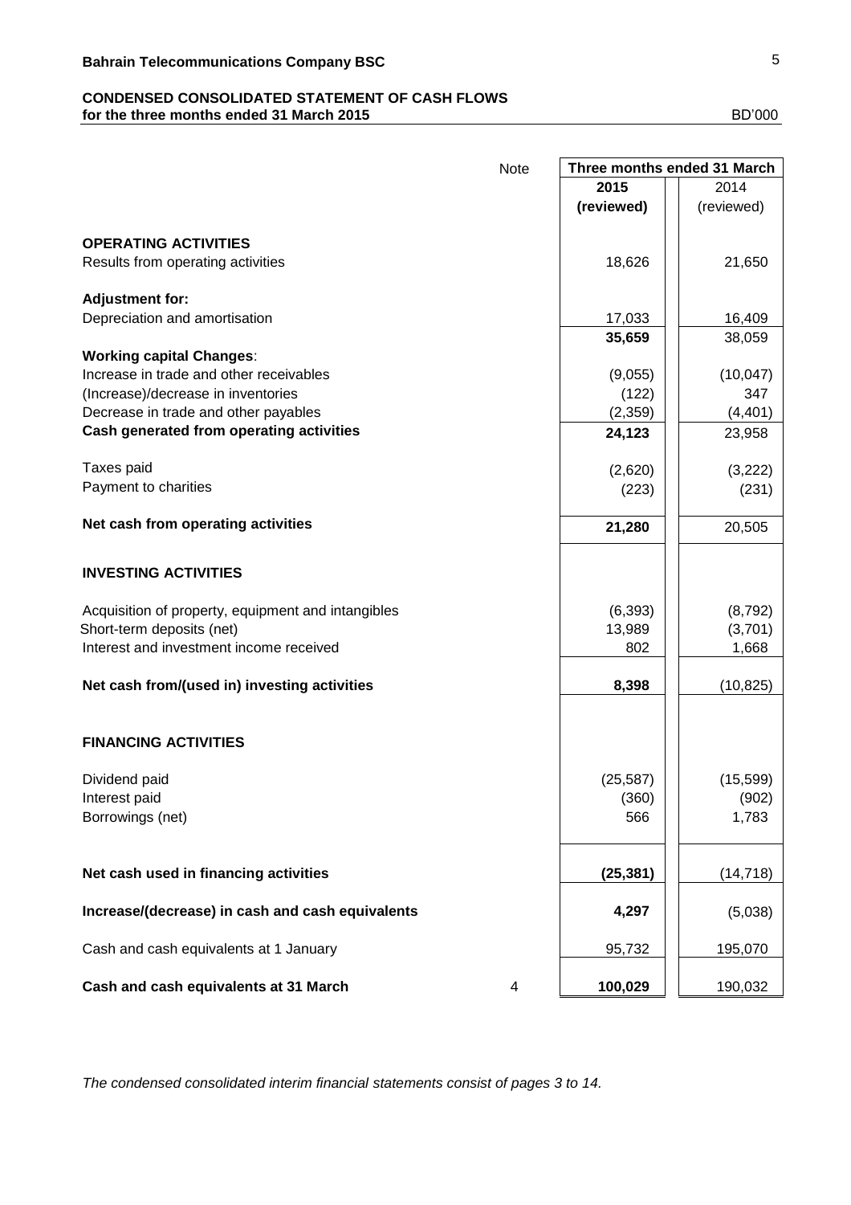**Bahrain Telecommunications Company BSC**

**CONDENSED CONSOLIDATED STATEMENT OF CASH FLOWS**
**for the three months ended 31 March 2015** BD'000

| | Note | Three months ended 31 March | |
|---|---|---|---|
| | | **2015 (reviewed)** | 2014 (reviewed) |
| **OPERATING ACTIVITIES** | | | |
| Results from operating activities | | 18,626 | 21,650 |
| **Adjustment for:** | | | |
| Depreciation and amortisation | | 17,033 | 16,409 |
| | | **35,659** | 38,059 |
| **Working capital Changes**: | | | |
| Increase in trade and other receivables | | (9,055) | (10,047) |
| (Increase)/decrease in inventories | | (122) | 347 |
| Decrease in trade and other payables | | (2,359) | (4,401) |
| **Cash generated from operating activities** | | **24,123** | 23,958 |
| Taxes paid | | (2,620) | (3,222) |
| Payment to charities | | (223) | (231) |
| **Net cash from operating activities** | | **21,280** | 20,505 |
| **INVESTING ACTIVITIES** | | | |
| Acquisition of property, equipment and intangibles | | (6,393) | (8,792) |
| Short-term deposits (net) | | 13,989 | (3,701) |
| Interest and investment income received | | 802 | 1,668 |
| **Net cash from/(used in) investing activities** | | **8,398** | (10,825) |
| **FINANCING ACTIVITIES** | | | |
| Dividend paid | | (25,587) | (15,599) |
| Interest paid | | (360) | (902) |
| Borrowings (net) | | 566 | 1,783 |
| **Net cash used in financing activities** | | **(25,381)** | (14,718) |
| **Increase/(decrease) in cash and cash equivalents** | | **4,297** | (5,038) |
| Cash and cash equivalents at 1 January | | 95,732 | 195,070 |
| **Cash and cash equivalents at 31 March** | 4 | **100,029** | 190,032 |

*The condensed consolidated interim financial statements consist of pages 3 to 14.*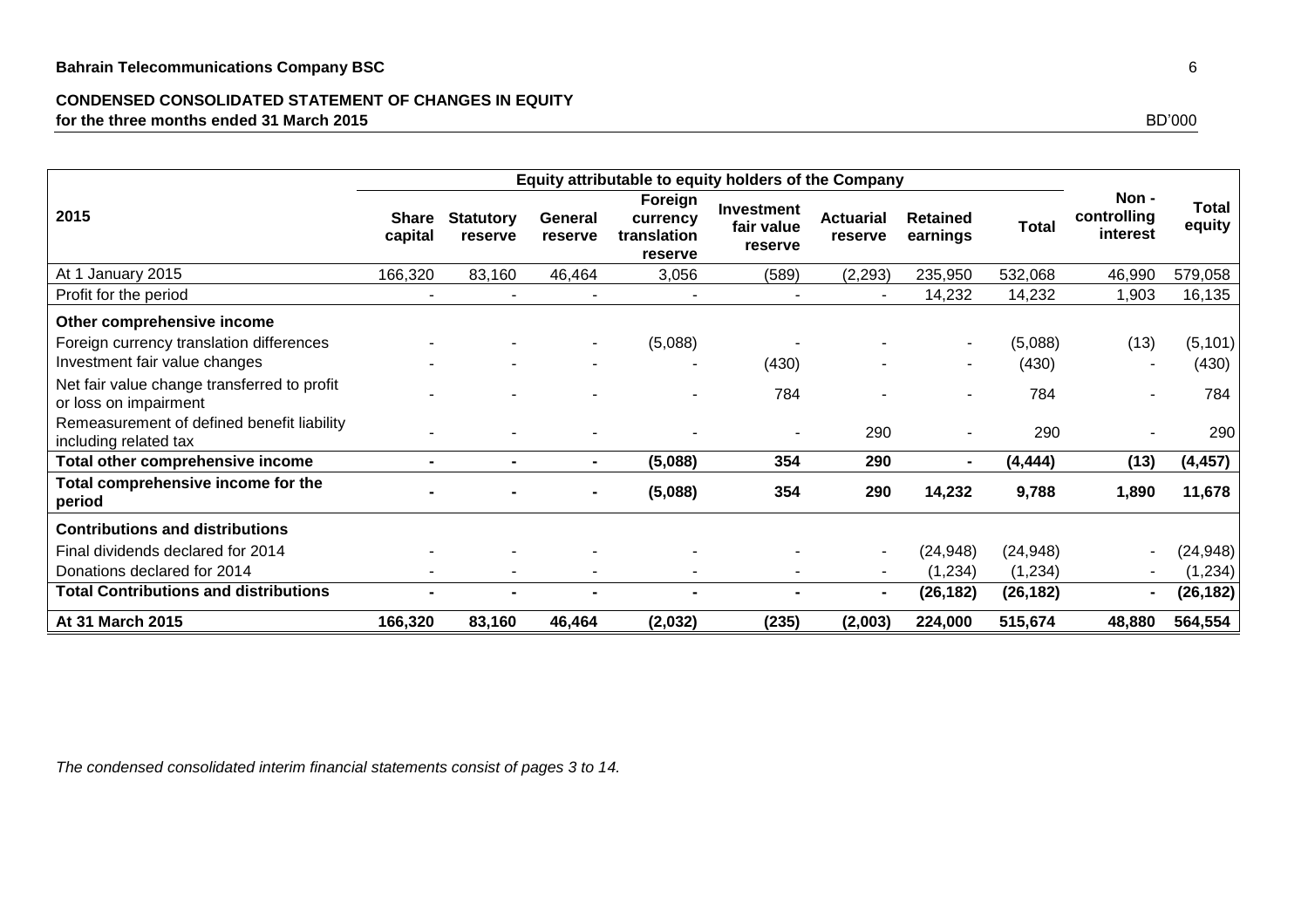**Bahrain Telecommunications Company BSC**

**CONDENSED CONSOLIDATED STATEMENT OF CHANGES IN EQUITY**
**for the three months ended 31 March 2015**

BD'000

| 2015 | Equity attributable to equity holders of the Company | | | | | | | | Non - controlling interest | Total equity |
|---|---|---|---|---|---|---|---|---|---|---|
| | Share capital | Statutory reserve | General reserve | Foreign currency translation reserve | Investment fair value reserve | Actuarial reserve | Retained earnings | Total | | |
| At 1 January 2015 | 166,320 | 83,160 | 46,464 | 3,056 | (589) | (2,293) | 235,950 | 532,068 | 46,990 | 579,058 |
| Profit for the period | - | - | - | - | - | - | 14,232 | 14,232 | 1,903 | 16,135 |
| **Other comprehensive income** | | | | | | | | | | |
| Foreign currency translation differences | - | - | - | (5,088) | - | - | - | (5,088) | (13) | (5,101) |
| Investment fair value changes | - | - | - | - | (430) | - | - | (430) | - | (430) |
| Net fair value change transferred to profit or loss on impairment | - | - | - | - | 784 | - | - | 784 | - | 784 |
| Remeasurement of defined benefit liability including related tax | - | - | - | - | - | 290 | - | 290 | - | 290 |
| **Total other comprehensive income** | **-** | **-** | **-** | **(5,088)** | **354** | **290** | **-** | **(4,444)** | **(13)** | **(4,457)** |
| **Total comprehensive income for the period** | **-** | **-** | **-** | **(5,088)** | **354** | **290** | **14,232** | **9,788** | **1,890** | **11,678** |
| **Contributions and distributions** | | | | | | | | | | |
| Final dividends declared for 2014 | - | - | - | - | - | - | (24,948) | (24,948) | - | (24,948) |
| Donations declared for 2014 | - | - | - | - | - | - | (1,234) | (1,234) | - | (1,234) |
| **Total Contributions and distributions** | **-** | **-** | **-** | **-** | **-** | **-** | **(26,182)** | **(26,182)** | **-** | **(26,182)** |
| **At 31 March 2015** | **166,320** | **83,160** | **46,464** | **(2,032)** | **(235)** | **(2,003)** | **224,000** | **515,674** | **48,880** | **564,554** |

*The condensed consolidated interim financial statements consist of pages 3 to 14.*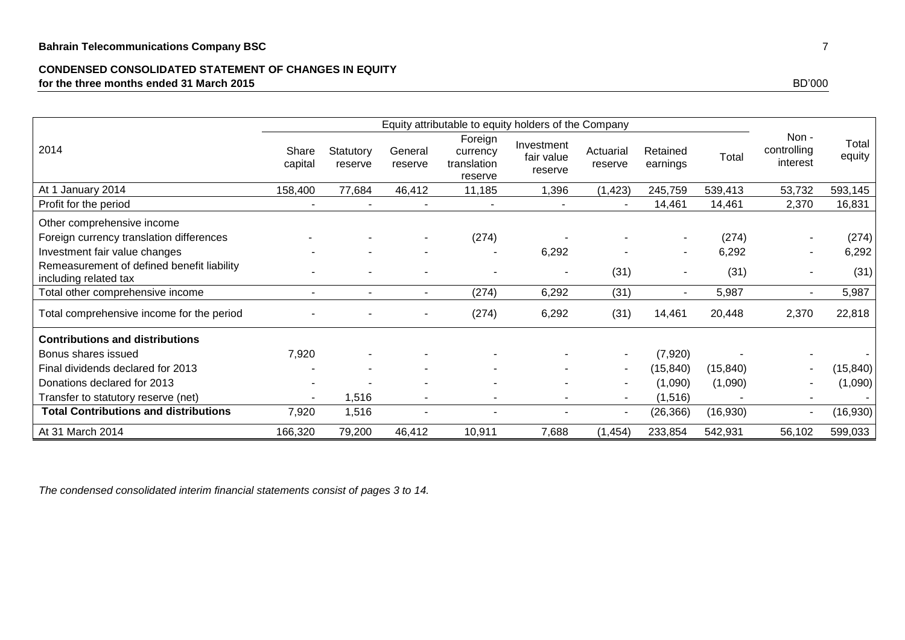**Bahrain Telecommunications Company BSC**

**CONDENSED CONSOLIDATED STATEMENT OF CHANGES IN EQUITY**
**for the three months ended 31 March 2015**

BD'000

| | Equity attributable to equity holders of the Company | | | | | | | | | |
|---|---|---|---|---|---|---|---|---|---|---|
| 2014 | Share capital | Statutory reserve | General reserve | Foreign currency translation reserve | Investment fair value reserve | Actuarial reserve | Retained earnings | Total | Non - controlling interest | Total equity |
| At 1 January 2014 | 158,400 | 77,684 | 46,412 | 11,185 | 1,396 | (1,423) | 245,759 | 539,413 | 53,732 | 593,145 |
| Profit for the period | - | - | - | - | - | - | 14,461 | 14,461 | 2,370 | 16,831 |
| Other comprehensive income | | | | | | | | | | |
| Foreign currency translation differences | - | - | - | (274) | - | - | - | (274) | - | (274) |
| Investment fair value changes | - | - | - | - | 6,292 | - | - | 6,292 | - | 6,292 |
| Remeasurement of defined benefit liability including related tax | - | - | - | - | - | (31) | - | (31) | - | (31) |
| Total other comprehensive income | - | - | - | (274) | 6,292 | (31) | - | 5,987 | - | 5,987 |
| Total comprehensive income for the period | - | - | - | (274) | 6,292 | (31) | 14,461 | 20,448 | 2,370 | 22,818 |
| **Contributions and distributions** | | | | | | | | | | |
| Bonus shares issued | 7,920 | - | - | - | - | - | (7,920) | - | - | - |
| Final dividends declared for 2013 | - | - | - | - | - | - | (15,840) | (15,840) | - | (15,840) |
| Donations declared for 2013 | - | - | - | - | - | - | (1,090) | (1,090) | - | (1,090) |
| Transfer to statutory reserve (net) | - | 1,516 | - | - | - | - | (1,516) | - | - | - |
| **Total Contributions and distributions** | 7,920 | 1,516 | - | - | - | - | (26,366) | (16,930) | - | (16,930) |
| At 31 March 2014 | 166,320 | 79,200 | 46,412 | 10,911 | 7,688 | (1,454) | 233,854 | 542,931 | 56,102 | 599,033 |

*The condensed consolidated interim financial statements consist of pages 3 to 14.*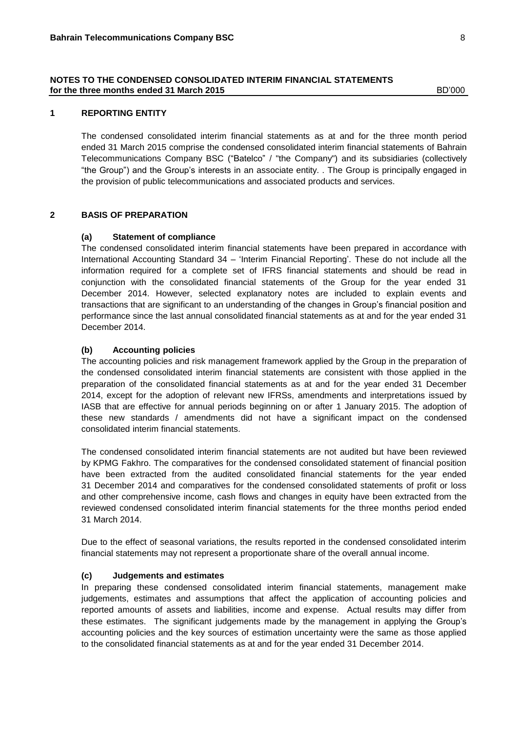## NOTES TO THE CONDENSED CONSOLIDATED INTERIM FINANCIAL STATEMENTS
**for the three months ended 31 March 2015** BD'000

### 1 REPORTING ENTITY

The condensed consolidated interim financial statements as at and for the three month period ended 31 March 2015 comprise the condensed consolidated interim financial statements of Bahrain Telecommunications Company BSC ("Batelco" / "the Company") and its subsidiaries (collectively "the Group") and the Group's interests in an associate entity. . The Group is principally engaged in the provision of public telecommunications and associated products and services.

### 2 BASIS OF PREPARATION

#### (a) Statement of compliance

The condensed consolidated interim financial statements have been prepared in accordance with International Accounting Standard 34 – 'Interim Financial Reporting'. These do not include all the information required for a complete set of IFRS financial statements and should be read in conjunction with the consolidated financial statements of the Group for the year ended 31 December 2014. However, selected explanatory notes are included to explain events and transactions that are significant to an understanding of the changes in Group's financial position and performance since the last annual consolidated financial statements as at and for the year ended 31 December 2014.

#### (b) Accounting policies

The accounting policies and risk management framework applied by the Group in the preparation of the condensed consolidated interim financial statements are consistent with those applied in the preparation of the consolidated financial statements as at and for the year ended 31 December 2014, except for the adoption of relevant new IFRSs, amendments and interpretations issued by IASB that are effective for annual periods beginning on or after 1 January 2015. The adoption of these new standards / amendments did not have a significant impact on the condensed consolidated interim financial statements.

The condensed consolidated interim financial statements are not audited but have been reviewed by KPMG Fakhro. The comparatives for the condensed consolidated statement of financial position have been extracted from the audited consolidated financial statements for the year ended 31 December 2014 and comparatives for the condensed consolidated statements of profit or loss and other comprehensive income, cash flows and changes in equity have been extracted from the reviewed condensed consolidated interim financial statements for the three months period ended 31 March 2014.

Due to the effect of seasonal variations, the results reported in the condensed consolidated interim financial statements may not represent a proportionate share of the overall annual income.

#### (c) Judgements and estimates

In preparing these condensed consolidated interim financial statements, management make judgements, estimates and assumptions that affect the application of accounting policies and reported amounts of assets and liabilities, income and expense. Actual results may differ from these estimates. The significant judgements made by the management in applying the Group's accounting policies and the key sources of estimation uncertainty were the same as those applied to the consolidated financial statements as at and for the year ended 31 December 2014.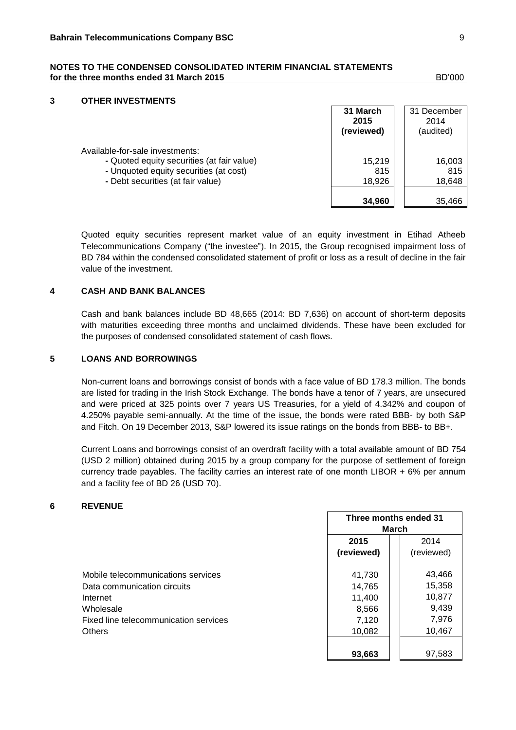**NOTES TO THE CONDENSED CONSOLIDATED INTERIM FINANCIAL STATEMENTS**
**for the three months ended 31 March 2015** BD'000

## 3 OTHER INVESTMENTS

| | **31 March 2015 (reviewed)** | 31 December 2014 (audited) |
|---|---|---|
| Available-for-sale investments: | | |
| - Quoted equity securities (at fair value) | 15,219 | 16,003 |
| - Unquoted equity securities (at cost) | 815 | 815 |
| - Debt securities (at fair value) | 18,926 | 18,648 |
| | **34,960** | 35,466 |

Quoted equity securities represent market value of an equity investment in Etihad Atheeb Telecommunications Company ("the investee"). In 2015, the Group recognised impairment loss of BD 784 within the condensed consolidated statement of profit or loss as a result of decline in the fair value of the investment.

## 4 CASH AND BANK BALANCES

Cash and bank balances include BD 48,665 (2014: BD 7,636) on account of short-term deposits with maturities exceeding three months and unclaimed dividends. These have been excluded for the purposes of condensed consolidated statement of cash flows.

## 5 LOANS AND BORROWINGS

Non-current loans and borrowings consist of bonds with a face value of BD 178.3 million. The bonds are listed for trading in the Irish Stock Exchange. The bonds have a tenor of 7 years, are unsecured and were priced at 325 points over 7 years US Treasuries, for a yield of 4.342% and coupon of 4.250% payable semi-annually. At the time of the issue, the bonds were rated BBB- by both S&P and Fitch. On 19 December 2013, S&P lowered its issue ratings on the bonds from BBB- to BB+.

Current Loans and borrowings consist of an overdraft facility with a total available amount of BD 754 (USD 2 million) obtained during 2015 by a group company for the purpose of settlement of foreign currency trade payables. The facility carries an interest rate of one month LIBOR + 6% per annum and a facility fee of BD 26 (USD 70).

## 6 REVENUE

| | **Three months ended 31 March** | |
|---|---|---|
| | **2015 (reviewed)** | 2014 (reviewed) |
| Mobile telecommunications services | 41,730 | 43,466 |
| Data communication circuits | 14,765 | 15,358 |
| Internet | 11,400 | 10,877 |
| Wholesale | 8,566 | 9,439 |
| Fixed line telecommunication services | 7,120 | 7,976 |
| Others | 10,082 | 10,467 |
| | **93,663** | 97,583 |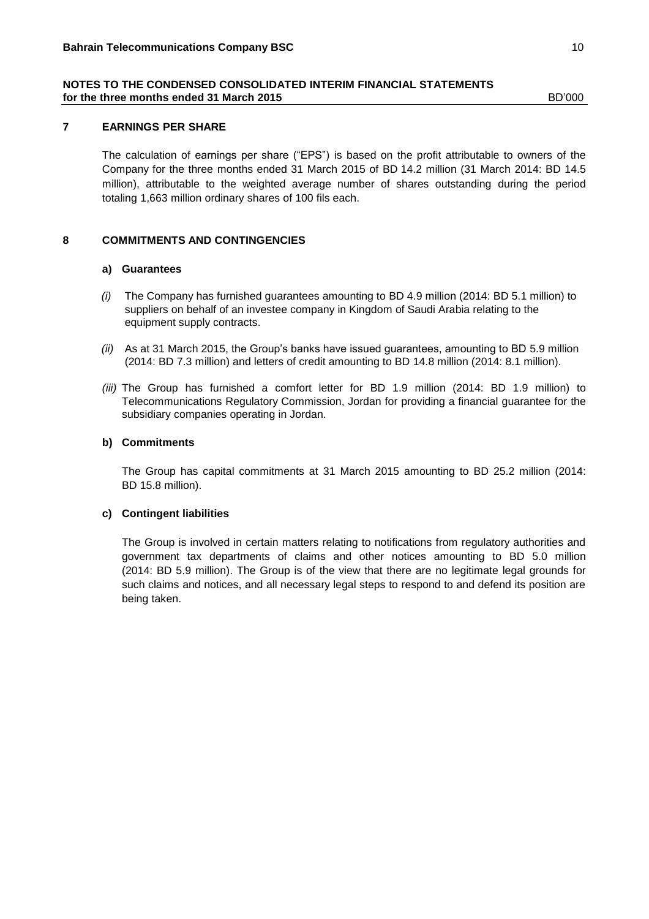## 7 EARNINGS PER SHARE

The calculation of earnings per share ("EPS") is based on the profit attributable to owners of the Company for the three months ended 31 March 2015 of BD 14.2 million (31 March 2014: BD 14.5 million), attributable to the weighted average number of shares outstanding during the period totaling 1,663 million ordinary shares of 100 fils each.

## 8 COMMITMENTS AND CONTINGENCIES

### a) Guarantees

*(i)* The Company has furnished guarantees amounting to BD 4.9 million (2014: BD 5.1 million) to suppliers on behalf of an investee company in Kingdom of Saudi Arabia relating to the equipment supply contracts.

*(ii)* As at 31 March 2015, the Group's banks have issued guarantees, amounting to BD 5.9 million (2014: BD 7.3 million) and letters of credit amounting to BD 14.8 million (2014: 8.1 million).

*(iii)* The Group has furnished a comfort letter for BD 1.9 million (2014: BD 1.9 million) to Telecommunications Regulatory Commission, Jordan for providing a financial guarantee for the subsidiary companies operating in Jordan.

### b) Commitments

The Group has capital commitments at 31 March 2015 amounting to BD 25.2 million (2014: BD 15.8 million).

### c) Contingent liabilities

The Group is involved in certain matters relating to notifications from regulatory authorities and government tax departments of claims and other notices amounting to BD 5.0 million (2014: BD 5.9 million). The Group is of the view that there are no legitimate legal grounds for such claims and notices, and all necessary legal steps to respond to and defend its position are being taken.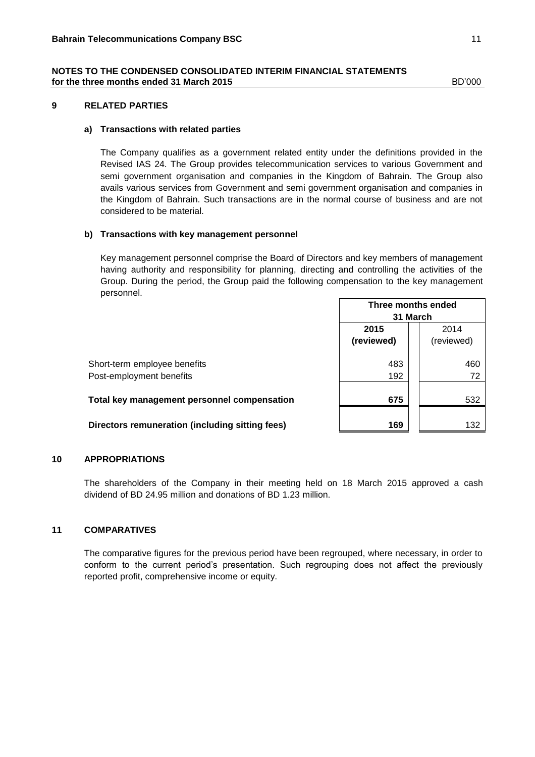**NOTES TO THE CONDENSED CONSOLIDATED INTERIM FINANCIAL STATEMENTS**
**for the three months ended 31 March 2015** BD'000

## 9 RELATED PARTIES

### a) Transactions with related parties

The Company qualifies as a government related entity under the definitions provided in the Revised IAS 24. The Group provides telecommunication services to various Government and semi government organisation and companies in the Kingdom of Bahrain. The Group also avails various services from Government and semi government organisation and companies in the Kingdom of Bahrain. Such transactions are in the normal course of business and are not considered to be material.

### b) Transactions with key management personnel

Key management personnel comprise the Board of Directors and key members of management having authority and responsibility for planning, directing and controlling the activities of the Group. During the period, the Group paid the following compensation to the key management personnel.

| | Three months ended 31 March | |
|---|---|---|
| | **2015 (reviewed)** | 2014 (reviewed) |
| Short-term employee benefits | 483 | 460 |
| Post-employment benefits | 192 | 72 |
| **Total key management personnel compensation** | **675** | 532 |
| **Directors remuneration (including sitting fees)** | **169** | 132 |

## 10 APPROPRIATIONS

The shareholders of the Company in their meeting held on 18 March 2015 approved a cash dividend of BD 24.95 million and donations of BD 1.23 million.

## 11 COMPARATIVES

The comparative figures for the previous period have been regrouped, where necessary, in order to conform to the current period's presentation. Such regrouping does not affect the previously reported profit, comprehensive income or equity.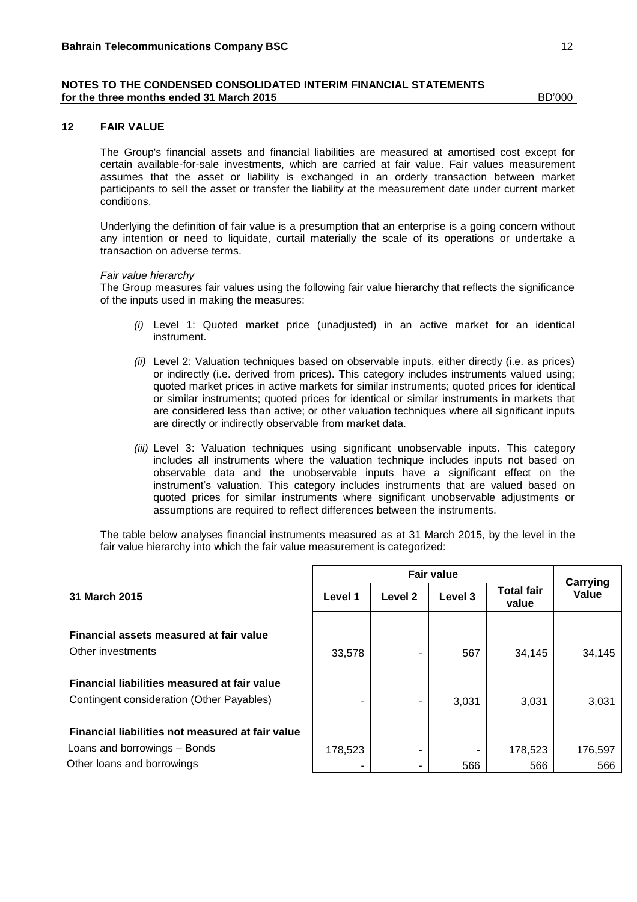**NOTES TO THE CONDENSED CONSOLIDATED INTERIM FINANCIAL STATEMENTS**
**for the three months ended 31 March 2015** BD'000

## 12 FAIR VALUE

The Group's financial assets and financial liabilities are measured at amortised cost except for certain available-for-sale investments, which are carried at fair value. Fair values measurement assumes that the asset or liability is exchanged in an orderly transaction between market participants to sell the asset or transfer the liability at the measurement date under current market conditions.

Underlying the definition of fair value is a presumption that an enterprise is a going concern without any intention or need to liquidate, curtail materially the scale of its operations or undertake a transaction on adverse terms.

*Fair value hierarchy*

The Group measures fair values using the following fair value hierarchy that reflects the significance of the inputs used in making the measures:

*(i)* Level 1: Quoted market price (unadjusted) in an active market for an identical instrument.

*(ii)* Level 2: Valuation techniques based on observable inputs, either directly (i.e. as prices) or indirectly (i.e. derived from prices). This category includes instruments valued using; quoted market prices in active markets for similar instruments; quoted prices for identical or similar instruments; quoted prices for identical or similar instruments in markets that are considered less than active; or other valuation techniques where all significant inputs are directly or indirectly observable from market data.

*(iii)* Level 3: Valuation techniques using significant unobservable inputs. This category includes all instruments where the valuation technique includes inputs not based on observable data and the unobservable inputs have a significant effect on the instrument's valuation. This category includes instruments that are valued based on quoted prices for similar instruments where significant unobservable adjustments or assumptions are required to reflect differences between the instruments.

The table below analyses financial instruments measured as at 31 March 2015, by the level in the fair value hierarchy into which the fair value measurement is categorized:

| | Fair value | | | | Carrying Value |
|---|---|---|---|---|---|
| **31 March 2015** | **Level 1** | **Level 2** | **Level 3** | **Total fair value** | |
| **Financial assets measured at fair value** | | | | | |
| Other investments | 33,578 | - | 567 | 34,145 | 34,145 |
| **Financial liabilities measured at fair value** | | | | | |
| Contingent consideration (Other Payables) | - | - | 3,031 | 3,031 | 3,031 |
| **Financial liabilities not measured at fair value** | | | | | |
| Loans and borrowings – Bonds | 178,523 | - | - | 178,523 | 176,597 |
| Other loans and borrowings | - | - | 566 | 566 | 566 |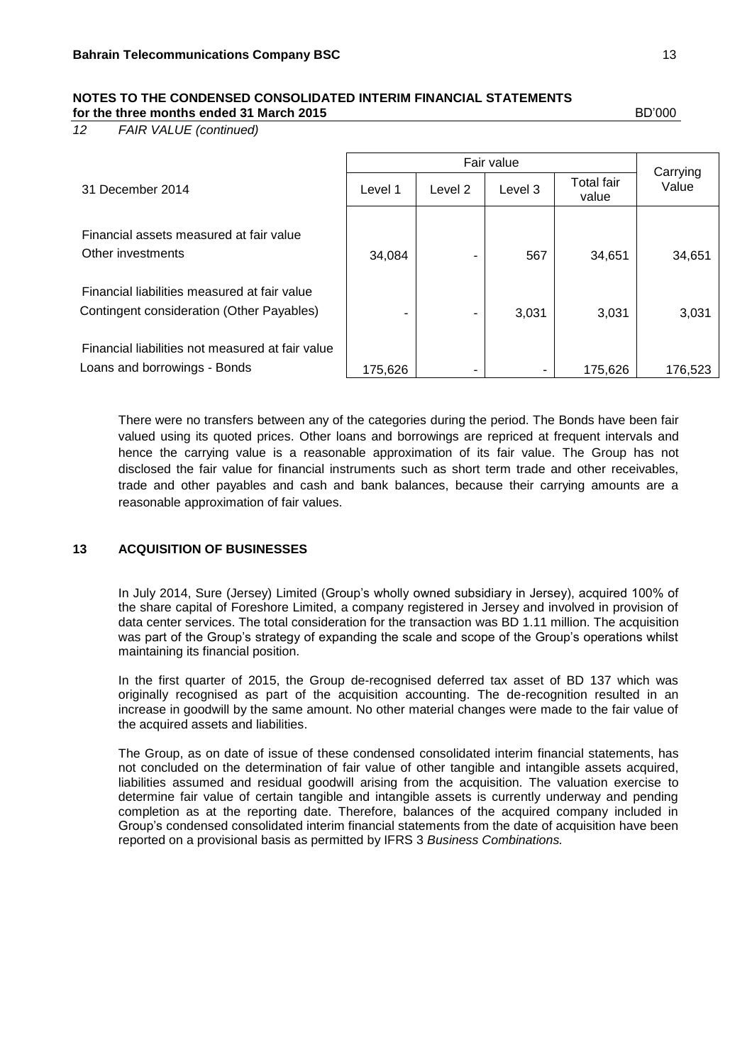**NOTES TO THE CONDENSED CONSOLIDATED INTERIM FINANCIAL STATEMENTS**
**for the three months ended 31 March 2015** BD'000

*12 FAIR VALUE (continued)*

| 31 December 2014 | Fair value | | | | Carrying Value |
|---|---|---|---|---|---|
| | Level 1 | Level 2 | Level 3 | Total fair value | |
| Financial assets measured at fair value | | | | | |
| Other investments | 34,084 | - | 567 | 34,651 | 34,651 |
| Financial liabilities measured at fair value | | | | | |
| Contingent consideration (Other Payables) | - | - | 3,031 | 3,031 | 3,031 |
| Financial liabilities not measured at fair value | | | | | |
| Loans and borrowings - Bonds | 175,626 | - | - | 175,626 | 176,523 |

There were no transfers between any of the categories during the period. The Bonds have been fair valued using its quoted prices. Other loans and borrowings are repriced at frequent intervals and hence the carrying value is a reasonable approximation of its fair value. The Group has not disclosed the fair value for financial instruments such as short term trade and other receivables, trade and other payables and cash and bank balances, because their carrying amounts are a reasonable approximation of fair values.

## 13 ACQUISITION OF BUSINESSES

In July 2014, Sure (Jersey) Limited (Group's wholly owned subsidiary in Jersey), acquired 100% of the share capital of Foreshore Limited, a company registered in Jersey and involved in provision of data center services. The total consideration for the transaction was BD 1.11 million. The acquisition was part of the Group's strategy of expanding the scale and scope of the Group's operations whilst maintaining its financial position.

In the first quarter of 2015, the Group de-recognised deferred tax asset of BD 137 which was originally recognised as part of the acquisition accounting. The de-recognition resulted in an increase in goodwill by the same amount. No other material changes were made to the fair value of the acquired assets and liabilities.

The Group, as on date of issue of these condensed consolidated interim financial statements, has not concluded on the determination of fair value of other tangible and intangible assets acquired, liabilities assumed and residual goodwill arising from the acquisition. The valuation exercise to determine fair value of certain tangible and intangible assets is currently underway and pending completion as at the reporting date. Therefore, balances of the acquired company included in Group's condensed consolidated interim financial statements from the date of acquisition have been reported on a provisional basis as permitted by IFRS 3 *Business Combinations.*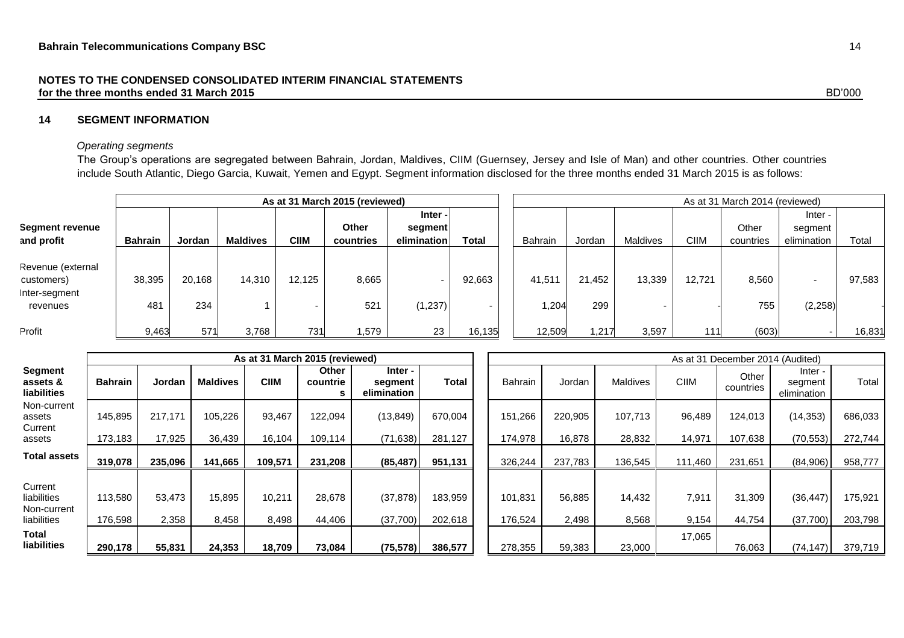**Bahrain Telecommunications Company BSC**

**NOTES TO THE CONDENSED CONSOLIDATED INTERIM FINANCIAL STATEMENTS**
**for the three months ended 31 March 2015**

BD'000

## 14 SEGMENT INFORMATION

*Operating segments*

The Group's operations are segregated between Bahrain, Jordan, Maldives, CIIM (Guernsey, Jersey and Isle of Man) and other countries. Other countries include South Atlantic, Diego Garcia, Kuwait, Yemen and Egypt. Segment information disclosed for the three months ended 31 March 2015 is as follows:

| | As at 31 March 2015 (reviewed) | | | | | | | As at 31 March 2014 (reviewed) | | | | | | |
|---|---|---|---|---|---|---|---|---|---|---|---|---|---|---|
| **Segment revenue and profit** | **Bahrain** | **Jordan** | **Maldives** | **CIIM** | **Other countries** | **Inter - segment elimination** | **Total** | Bahrain | Jordan | Maldives | CIIM | Other countries | Inter - segment elimination | Total |
| Revenue (external customers) | 38,395 | 20,168 | 14,310 | 12,125 | 8,665 | - | 92,663 | 41,511 | 21,452 | 13,339 | 12,721 | 8,560 | - | 97,583 |
| Inter-segment revenues | 481 | 234 | 1 | - | 521 | (1,237) | - | 1,204 | 299 | - | - | 755 | (2,258) | - |
| Profit | 9,463 | 571 | 3,768 | 731 | 1,579 | 23 | 16,135 | 12,509 | 1,217 | 3,597 | 111 | (603) | - | 16,831 |

| | As at 31 March 2015 (reviewed) | | | | | | | As at 31 December 2014 (Audited) | | | | | | |
|---|---|---|---|---|---|---|---|---|---|---|---|---|---|---|
| **Segment assets & liabilities** | **Bahrain** | **Jordan** | **Maldives** | **CIIM** | **Other countries** | **Inter - segment elimination** | **Total** | Bahrain | Jordan | Maldives | CIIM | Other countries | Inter - segment elimination | Total |
| Non-current assets | 145,895 | 217,171 | 105,226 | 93,467 | 122,094 | (13,849) | 670,004 | 151,266 | 220,905 | 107,713 | 96,489 | 124,013 | (14,353) | 686,033 |
| Current assets | 173,183 | 17,925 | 36,439 | 16,104 | 109,114 | (71,638) | 281,127 | 174,978 | 16,878 | 28,832 | 14,971 | 107,638 | (70,553) | 272,744 |
| **Total assets** | **319,078** | **235,096** | **141,665** | **109,571** | **231,208** | **(85,487)** | **951,131** | 326,244 | 237,783 | 136,545 | 111,460 | 231,651 | (84,906) | 958,777 |
| Current liabilities | 113,580 | 53,473 | 15,895 | 10,211 | 28,678 | (37,878) | 183,959 | 101,831 | 56,885 | 14,432 | 7,911 | 31,309 | (36,447) | 175,921 |
| Non-current liabilities | 176,598 | 2,358 | 8,458 | 8,498 | 44,406 | (37,700) | 202,618 | 176,524 | 2,498 | 8,568 | 9,154 | 44,754 | (37,700) | 203,798 |
| **Total liabilities** | **290,178** | **55,831** | **24,353** | **18,709** | **73,084** | **(75,578)** | **386,577** | 278,355 | 59,383 | 23,000 | 17,065 | 76,063 | (74,147) | 379,719 |